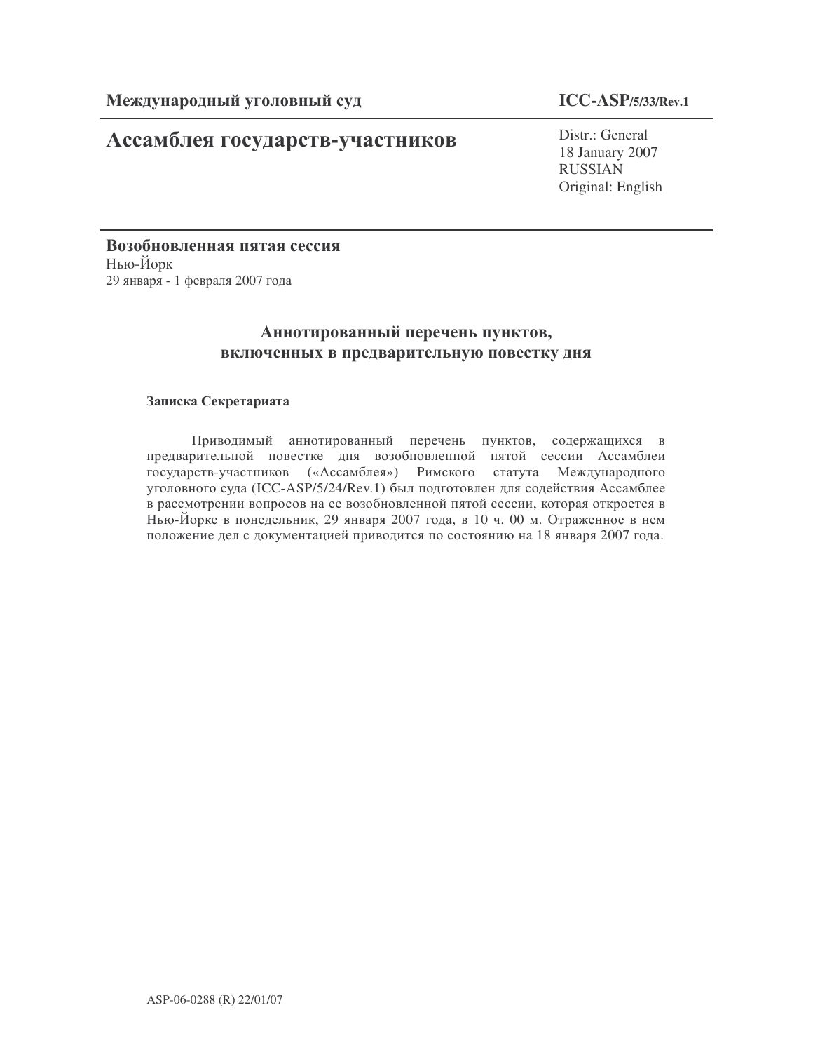**Международный уголовный суд**

**ICC-ASP/5/33/Rev.1**

# Ассамблея государств-участников

Distr.: General
18 January 2007
RUSSIAN
Original: English

**Возобновленная пятая сессия**
Нью-Йорк
29 января - 1 февраля 2007 года

## Аннотированный перечень пунктов, включенных в предварительную повестку дня

**Записка Секретариата**

Приводимый аннотированный перечень пунктов, содержащихся в предварительной повестке дня возобновленной пятой сессии Ассамблеи государств-участников («Ассамблея») Римского статута Международного уголовного суда (ICC-ASP/5/24/Rev.1) был подготовлен для содействия Ассамблее в рассмотрении вопросов на ее возобновленной пятой сессии, которая откроется в Нью-Йорке в понедельник, 29 января 2007 года, в 10 ч. 00 м. Отраженное в нем положение дел с документацией приводится по состоянию на 18 января 2007 года.

ASP-06-0288 (R) 22/01/07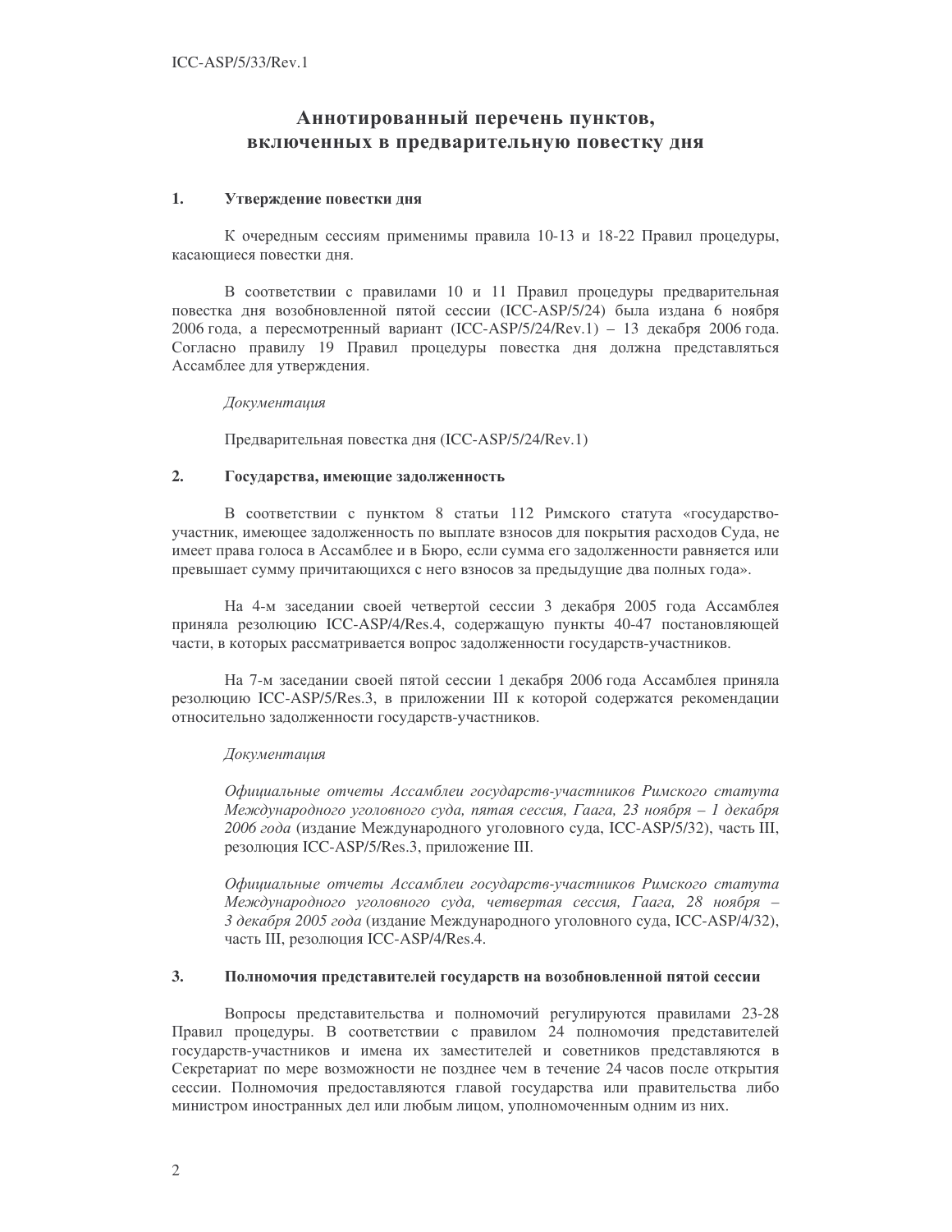# Аннотированный перечень пунктов, включенных в предварительную повестку дня

## 1. Утверждение повестки дня

К очередным сессиям применимы правила 10-13 и 18-22 Правил процедуры, касающиеся повестки дня.

В соответствии с правилами 10 и 11 Правил процедуры предварительная повестка дня возобновленной пятой сессии (ICC-ASP/5/24) была издана 6 ноября 2006 года, а пересмотренный вариант (ICC-ASP/5/24/Rev.1) – 13 декабря 2006 года. Согласно правилу 19 Правил процедуры повестка дня должна представляться Ассамблее для утверждения.

*Документация*

Предварительная повестка дня (ICC-ASP/5/24/Rev.1)

## 2. Государства, имеющие задолженность

В соответствии с пунктом 8 статьи 112 Римского статута «государство-участник, имеющее задолженность по выплате взносов для покрытия расходов Суда, не имеет права голоса в Ассамблее и в Бюро, если сумма его задолженности равняется или превышает сумму причитающихся с него взносов за предыдущие два полных года».

На 4-м заседании своей четвертой сессии 3 декабря 2005 года Ассамблея приняла резолюцию ICC-ASP/4/Res.4, содержащую пункты 40-47 постановляющей части, в которых рассматривается вопрос задолженности государств-участников.

На 7-м заседании своей пятой сессии 1 декабря 2006 года Ассамблея приняла резолюцию ICC-ASP/5/Res.3, в приложении III к которой содержатся рекомендации относительно задолженности государств-участников.

*Документация*

*Официальные отчеты Ассамблеи государств-участников Римского статута Международного уголовного суда, пятая сессия, Гаага, 23 ноября – 1 декабря 2006 года* (издание Международного уголовного суда, ICC-ASP/5/32), часть III, резолюция ICC-ASP/5/Res.3, приложение III.

*Официальные отчеты Ассамблеи государств-участников Римского статута Международного уголовного суда, четвертая сессия, Гаага, 28 ноября – 3 декабря 2005 года* (издание Международного уголовного суда, ICC-ASP/4/32), часть III, резолюция ICC-ASP/4/Res.4.

## 3. Полномочия представителей государств на возобновленной пятой сессии

Вопросы представительства и полномочий регулируются правилами 23-28 Правил процедуры. В соответствии с правилом 24 полномочия представителей государств-участников и имена их заместителей и советников представляются в Секретариат по мере возможности не позднее чем в течение 24 часов после открытия сессии. Полномочия предоставляются главой государства или правительства либо министром иностранных дел или любым лицом, уполномоченным одним из них.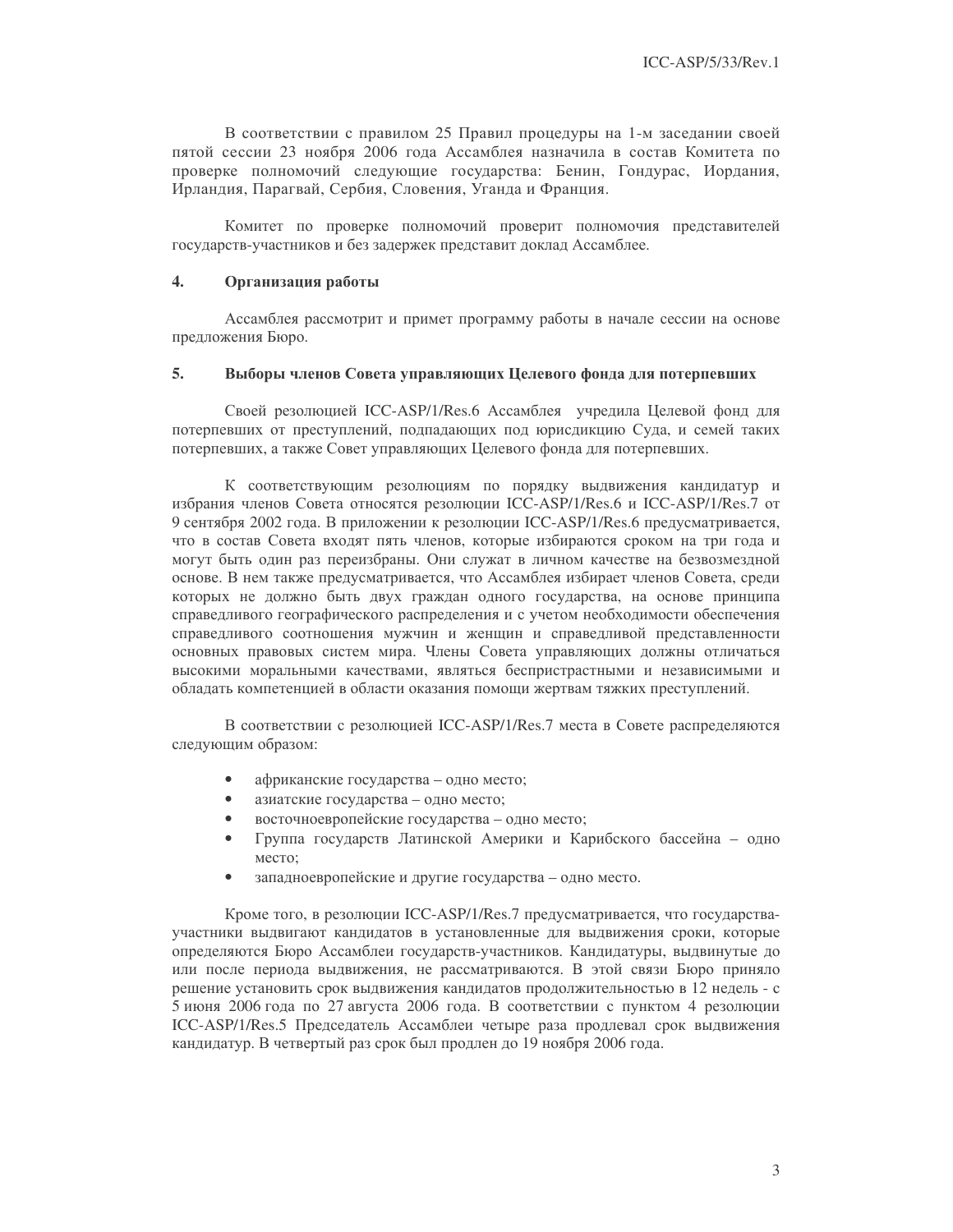В соответствии с правилом 25 Правил процедуры на 1-м заседании своей пятой сессии 23 ноября 2006 года Ассамблея назначила в состав Комитета по проверке полномочий следующие государства: Бенин, Гондурас, Иордания, Ирландия, Парагвай, Сербия, Словения, Уганда и Франция.

Комитет по проверке полномочий проверит полномочия представителей государств-участников и без задержек представит доклад Ассамблее.

## 4. Организация работы

Ассамблея рассмотрит и примет программу работы в начале сессии на основе предложения Бюро.

## 5. Выборы членов Совета управляющих Целевого фонда для потерпевших

Своей резолюцией ICC-ASP/1/Res.6 Ассамблея учредила Целевой фонд для потерпевших от преступлений, подпадающих под юрисдикцию Суда, и семей таких потерпевших, а также Совет управляющих Целевого фонда для потерпевших.

К соответствующим резолюциям по порядку выдвижения кандидатур и избрания членов Совета относятся резолюции ICC-ASP/1/Res.6 и ICC-ASP/1/Res.7 от 9 сентября 2002 года. В приложении к резолюции ICC-ASP/1/Res.6 предусматривается, что в состав Совета входят пять членов, которые избираются сроком на три года и могут быть один раз переизбраны. Они служат в личном качестве на безвозмездной основе. В нем также предусматривается, что Ассамблея избирает членов Совета, среди которых не должно быть двух граждан одного государства, на основе принципа справедливого географического распределения и с учетом необходимости обеспечения справедливого соотношения мужчин и женщин и справедливой представленности основных правовых систем мира. Члены Совета управляющих должны отличаться высокими моральными качествами, являться беспристрастными и независимыми и обладать компетенцией в области оказания помощи жертвам тяжких преступлений.

В соответствии с резолюцией ICC-ASP/1/Res.7 места в Совете распределяются следующим образом:

- африканские государства – одно место;
- азиатские государства – одно место;
- восточноевропейские государства – одно место;
- Группа государств Латинской Америки и Карибского бассейна – одно место;
- западноевропейские и другие государства – одно место.

Кроме того, в резолюции ICC-ASP/1/Res.7 предусматривается, что государства-участники выдвигают кандидатов в установленные для выдвижения сроки, которые определяются Бюро Ассамблеи государств-участников. Кандидатуры, выдвинутые до или после периода выдвижения, не рассматриваются. В этой связи Бюро приняло решение установить срок выдвижения кандидатов продолжительностью в 12 недель - с 5 июня 2006 года по 27 августа 2006 года. В соответствии с пунктом 4 резолюции ICC-ASP/1/Res.5 Председатель Ассамблеи четыре раза продлевал срок выдвижения кандидатур. В четвертый раз срок был продлен до 19 ноября 2006 года.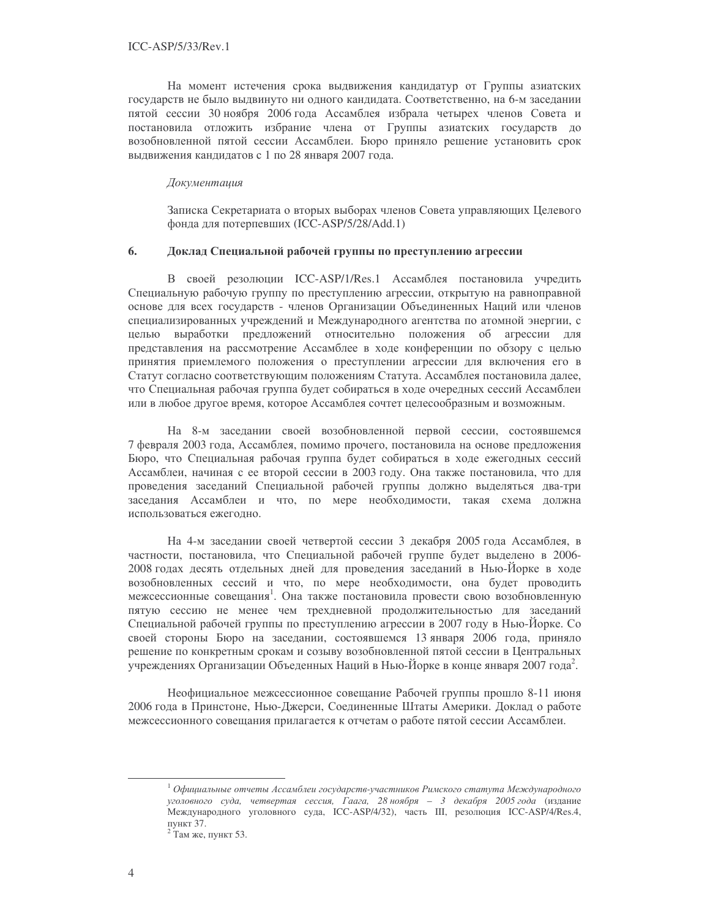На момент истечения срока выдвижения кандидатур от Группы азиатских государств не было выдвинуто ни одного кандидата. Соответственно, на 6-м заседании пятой сессии 30 ноября 2006 года Ассамблея избрала четырех членов Совета и постановила отложить избрание члена от Группы азиатских государств до возобновленной пятой сессии Ассамблеи. Бюро приняло решение установить срок выдвижения кандидатов с 1 по 28 января 2007 года.

*Документация*

Записка Секретариата о вторых выборах членов Совета управляющих Целевого фонда для потерпевших (ICC-ASP/5/28/Add.1)

## 6. Доклад Специальной рабочей группы по преступлению агрессии

В своей резолюции ICC-ASP/1/Res.1 Ассамблея постановила учредить Специальную рабочую группу по преступлению агрессии, открытую на равноправной основе для всех государств - членов Организации Объединенных Наций или членов специализированных учреждений и Международного агентства по атомной энергии, с целью выработки предложений относительно положения об агрессии для представления на рассмотрение Ассамблее в ходе конференции по обзору с целью принятия приемлемого положения о преступлении агрессии для включения его в Статут согласно соответствующим положениям Статута. Ассамблея постановила далее, что Специальная рабочая группа будет собираться в ходе очередных сессий Ассамблеи или в любое другое время, которое Ассамблея сочтет целесообразным и возможным.

На 8-м заседании своей возобновленной первой сессии, состоявшемся 7 февраля 2003 года, Ассамблея, помимо прочего, постановила на основе предложения Бюро, что Специальная рабочая группа будет собираться в ходе ежегодных сессий Ассамблеи, начиная с ее второй сессии в 2003 году. Она также постановила, что для проведения заседаний Специальной рабочей группы должно выделяться два-три заседания Ассамблеи и что, по мере необходимости, такая схема должна использоваться ежегодно.

На 4-м заседании своей четвертой сессии 3 декабря 2005 года Ассамблея, в частности, постановила, что Специальной рабочей группе будет выделено в 2006-2008 годах десять отдельных дней для проведения заседаний в Нью-Йорке в ходе возобновленных сессий и что, по мере необходимости, она будет проводить межсессионные совещания[1]. Она также постановила провести свою возобновленную пятую сессию не менее чем трехдневной продолжительностью для заседаний Специальной рабочей группы по преступлению агрессии в 2007 году в Нью-Йорке. Со своей стороны Бюро на заседании, состоявшемся 13 января 2006 года, приняло решение по конкретным срокам и созыву возобновленной пятой сессии в Центральных учреждениях Организации Объеденных Наций в Нью-Йорке в конце января 2007 года[2].

Неофициальное межсессионное совещание Рабочей группы прошло 8-11 июня 2006 года в Принстоне, Нью-Джерси, Соединенные Штаты Америки. Доклад о работе межсессионного совещания прилагается к отчетам о работе пятой сессии Ассамблеи.

---

[1] *Официальные отчеты Ассамблеи государств-участников Римского статута Международного уголовного суда, четвертая сессия, Гаага, 28 ноября – 3 декабря 2005 года* (издание Международного уголовного суда, ICC-ASP/4/32), часть III, резолюция ICC-ASP/4/Res.4, пункт 37.

[2] Там же, пункт 53.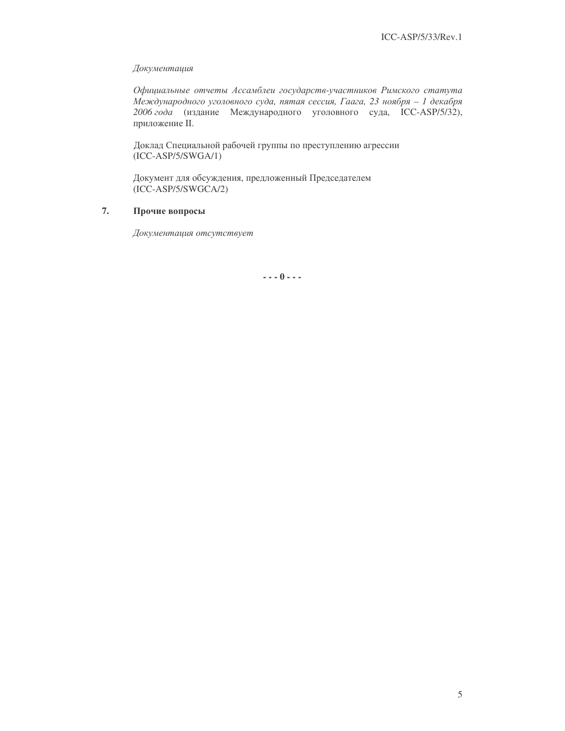*Документация*

*Официальные отчеты Ассамблеи государств-участников Римского статута Международного уголовного суда, пятая сессия, Гаага, 23 ноября – 1 декабря 2006 года* (издание Международного уголовного суда, ICC-ASP/5/32), приложение II.

Доклад Специальной рабочей группы по преступлению агрессии (ICC-ASP/5/SWGA/1)

Документ для обсуждения, предложенный Председателем (ICC-ASP/5/SWGCA/2)

**7. Прочие вопросы**

*Документация отсутствует*

**- - - 0 - - -**